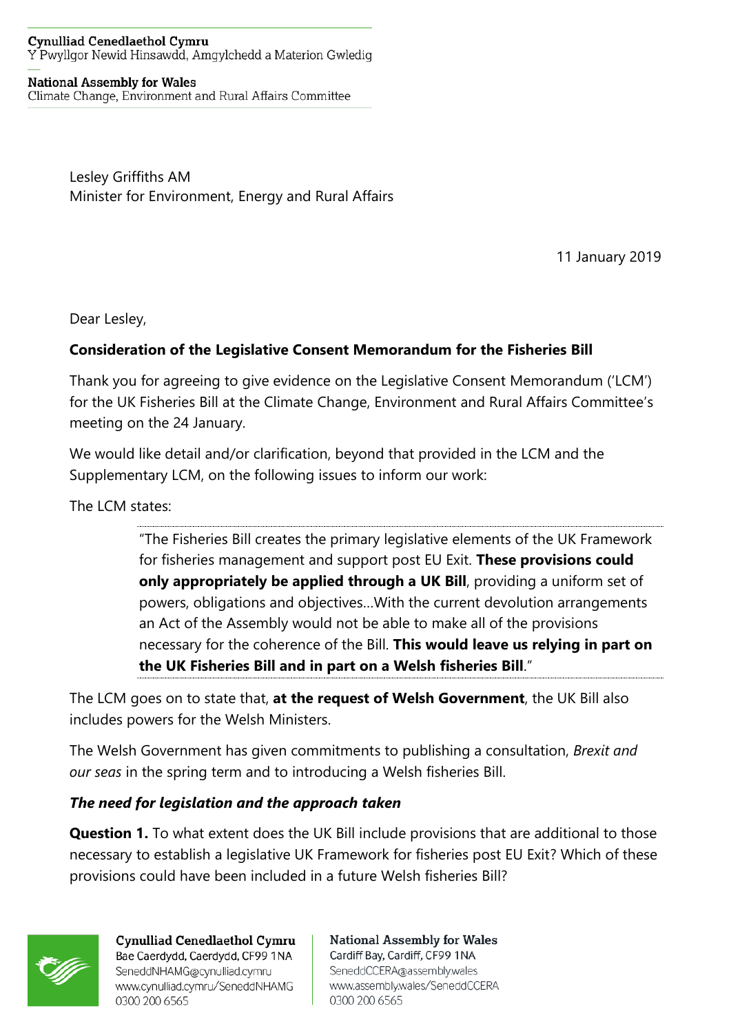Cynulliad Cenedlaethol Cymru
Y Pwyllgor Newid Hinsawdd, Amgylchedd a Materion Gwledig

National Assembly for Wales
Climate Change, Environment and Rural Affairs Committee

Lesley Griffiths AM
Minister for Environment, Energy and Rural Affairs

11 January 2019

Dear Lesley,

**Consideration of the Legislative Consent Memorandum for the Fisheries Bill**

Thank you for agreeing to give evidence on the Legislative Consent Memorandum ('LCM') for the UK Fisheries Bill at the Climate Change, Environment and Rural Affairs Committee's meeting on the 24 January.

We would like detail and/or clarification, beyond that provided in the LCM and the Supplementary LCM, on the following issues to inform our work:

The LCM states:

> "The Fisheries Bill creates the primary legislative elements of the UK Framework for fisheries management and support post EU Exit. **These provisions could only appropriately be applied through a UK Bill**, providing a uniform set of powers, obligations and objectives…With the current devolution arrangements an Act of the Assembly would not be able to make all of the provisions necessary for the coherence of the Bill. **This would leave us relying in part on the UK Fisheries Bill and in part on a Welsh fisheries Bill**."

The LCM goes on to state that, **at the request of Welsh Government**, the UK Bill also includes powers for the Welsh Ministers.

The Welsh Government has given commitments to publishing a consultation, *Brexit and our seas* in the spring term and to introducing a Welsh fisheries Bill.

### *The need for legislation and the approach taken*

**Question 1.** To what extent does the UK Bill include provisions that are additional to those necessary to establish a legislative UK Framework for fisheries post EU Exit? Which of these provisions could have been included in a future Welsh fisheries Bill?

Cynulliad Cenedlaethol Cymru
Bae Caerdydd, Caerdydd, CF99 1NA
SeneddNHAMG@cynulliad.cymru
www.cynulliad.cymru/SeneddNHAMG
0300 200 6565

National Assembly for Wales
Cardiff Bay, Cardiff, CF99 1NA
SeneddCCERA@assembly.wales
www.assembly.wales/SeneddCCERA
0300 200 6565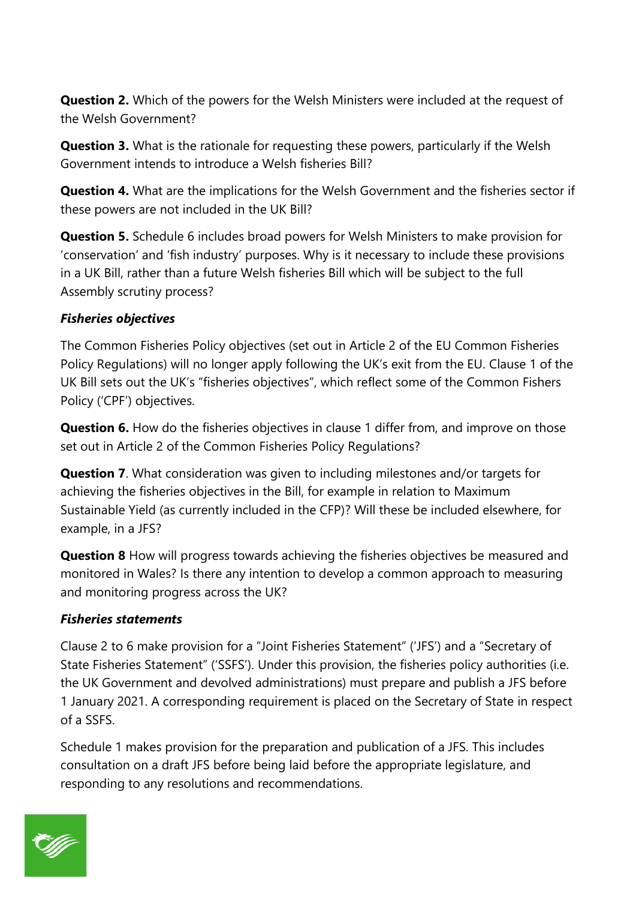**Question 2.** Which of the powers for the Welsh Ministers were included at the request of the Welsh Government?

**Question 3.** What is the rationale for requesting these powers, particularly if the Welsh Government intends to introduce a Welsh fisheries Bill?

**Question 4.** What are the implications for the Welsh Government and the fisheries sector if these powers are not included in the UK Bill?

**Question 5.** Schedule 6 includes broad powers for Welsh Ministers to make provision for 'conservation' and 'fish industry' purposes. Why is it necessary to include these provisions in a UK Bill, rather than a future Welsh fisheries Bill which will be subject to the full Assembly scrutiny process?

***Fisheries objectives***

The Common Fisheries Policy objectives (set out in Article 2 of the EU Common Fisheries Policy Regulations) will no longer apply following the UK's exit from the EU. Clause 1 of the UK Bill sets out the UK's "fisheries objectives", which reflect some of the Common Fishers Policy ('CPF') objectives.

**Question 6.** How do the fisheries objectives in clause 1 differ from, and improve on those set out in Article 2 of the Common Fisheries Policy Regulations?

**Question 7**. What consideration was given to including milestones and/or targets for achieving the fisheries objectives in the Bill, for example in relation to Maximum Sustainable Yield (as currently included in the CFP)? Will these be included elsewhere, for example, in a JFS?

**Question 8** How will progress towards achieving the fisheries objectives be measured and monitored in Wales? Is there any intention to develop a common approach to measuring and monitoring progress across the UK?

***Fisheries statements***

Clause 2 to 6 make provision for a "Joint Fisheries Statement" ('JFS') and a "Secretary of State Fisheries Statement" ('SSFS'). Under this provision, the fisheries policy authorities (i.e. the UK Government and devolved administrations) must prepare and publish a JFS before 1 January 2021. A corresponding requirement is placed on the Secretary of State in respect of a SSFS.

Schedule 1 makes provision for the preparation and publication of a JFS. This includes consultation on a draft JFS before being laid before the appropriate legislature, and responding to any resolutions and recommendations.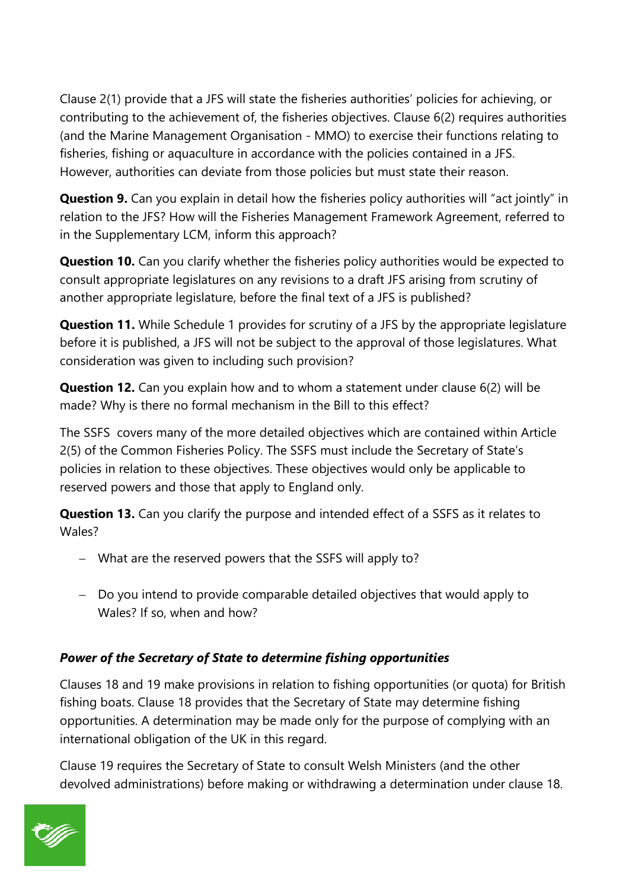Clause 2(1) provide that a JFS will state the fisheries authorities' policies for achieving, or contributing to the achievement of, the fisheries objectives. Clause 6(2) requires authorities (and the Marine Management Organisation - MMO) to exercise their functions relating to fisheries, fishing or aquaculture in accordance with the policies contained in a JFS. However, authorities can deviate from those policies but must state their reason.

**Question 9.** Can you explain in detail how the fisheries policy authorities will "act jointly" in relation to the JFS? How will the Fisheries Management Framework Agreement, referred to in the Supplementary LCM, inform this approach?

**Question 10.** Can you clarify whether the fisheries policy authorities would be expected to consult appropriate legislatures on any revisions to a draft JFS arising from scrutiny of another appropriate legislature, before the final text of a JFS is published?

**Question 11.** While Schedule 1 provides for scrutiny of a JFS by the appropriate legislature before it is published, a JFS will not be subject to the approval of those legislatures. What consideration was given to including such provision?

**Question 12.** Can you explain how and to whom a statement under clause 6(2) will be made? Why is there no formal mechanism in the Bill to this effect?

The SSFS covers many of the more detailed objectives which are contained within Article 2(5) of the Common Fisheries Policy. The SSFS must include the Secretary of State's policies in relation to these objectives. These objectives would only be applicable to reserved powers and those that apply to England only.

**Question 13.** Can you clarify the purpose and intended effect of a SSFS as it relates to Wales?

- What are the reserved powers that the SSFS will apply to?
- Do you intend to provide comparable detailed objectives that would apply to Wales? If so, when and how?

### *Power of the Secretary of State to determine fishing opportunities*

Clauses 18 and 19 make provisions in relation to fishing opportunities (or quota) for British fishing boats. Clause 18 provides that the Secretary of State may determine fishing opportunities. A determination may be made only for the purpose of complying with an international obligation of the UK in this regard.

Clause 19 requires the Secretary of State to consult Welsh Ministers (and the other devolved administrations) before making or withdrawing a determination under clause 18.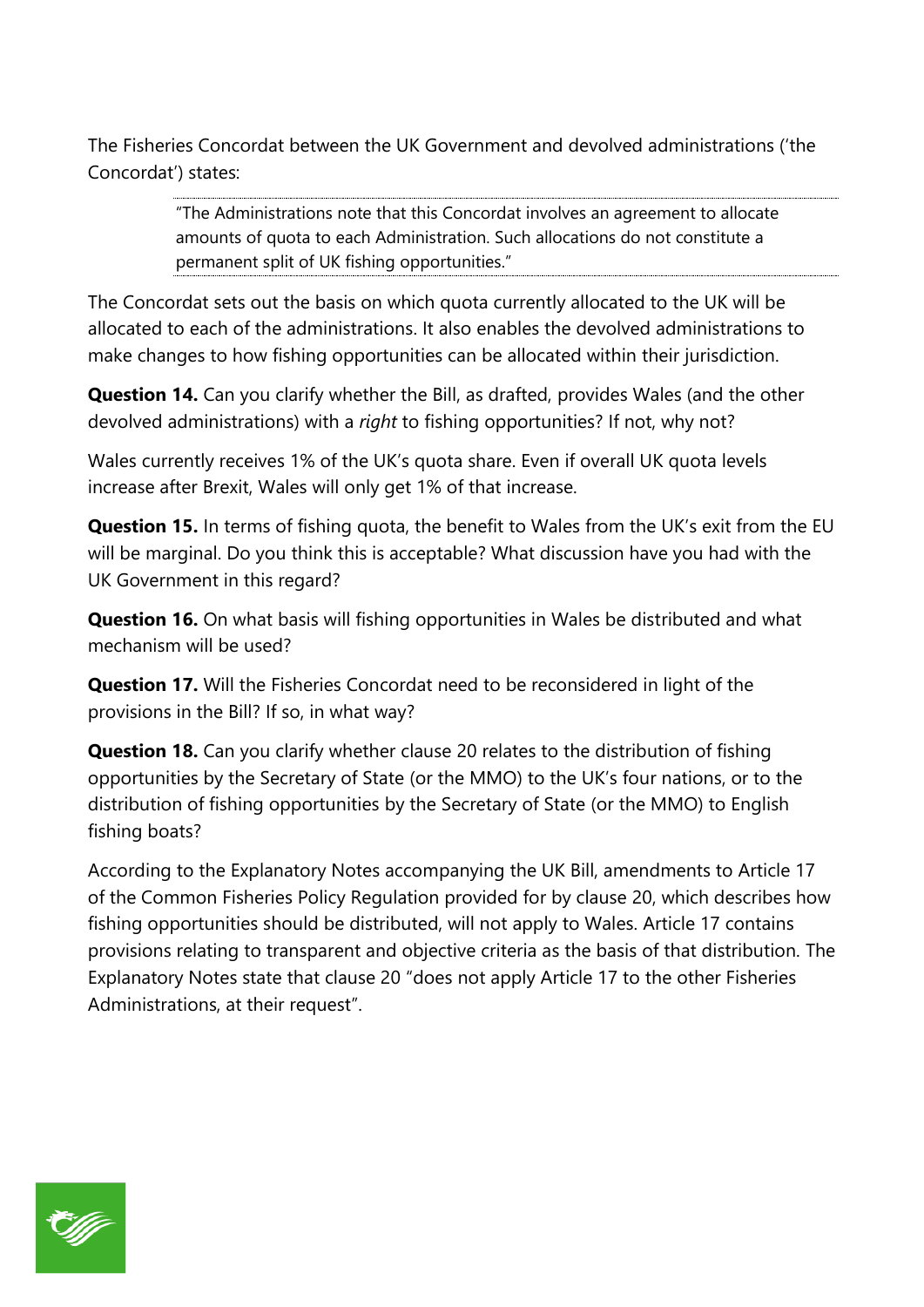The Fisheries Concordat between the UK Government and devolved administrations ('the Concordat') states:

> "The Administrations note that this Concordat involves an agreement to allocate amounts of quota to each Administration. Such allocations do not constitute a permanent split of UK fishing opportunities."

The Concordat sets out the basis on which quota currently allocated to the UK will be allocated to each of the administrations. It also enables the devolved administrations to make changes to how fishing opportunities can be allocated within their jurisdiction.

**Question 14.** Can you clarify whether the Bill, as drafted, provides Wales (and the other devolved administrations) with a *right* to fishing opportunities? If not, why not?

Wales currently receives 1% of the UK's quota share. Even if overall UK quota levels increase after Brexit, Wales will only get 1% of that increase.

**Question 15.** In terms of fishing quota, the benefit to Wales from the UK's exit from the EU will be marginal. Do you think this is acceptable? What discussion have you had with the UK Government in this regard?

**Question 16.** On what basis will fishing opportunities in Wales be distributed and what mechanism will be used?

**Question 17.** Will the Fisheries Concordat need to be reconsidered in light of the provisions in the Bill? If so, in what way?

**Question 18.** Can you clarify whether clause 20 relates to the distribution of fishing opportunities by the Secretary of State (or the MMO) to the UK's four nations, or to the distribution of fishing opportunities by the Secretary of State (or the MMO) to English fishing boats?

According to the Explanatory Notes accompanying the UK Bill, amendments to Article 17 of the Common Fisheries Policy Regulation provided for by clause 20, which describes how fishing opportunities should be distributed, will not apply to Wales. Article 17 contains provisions relating to transparent and objective criteria as the basis of that distribution. The Explanatory Notes state that clause 20 "does not apply Article 17 to the other Fisheries Administrations, at their request".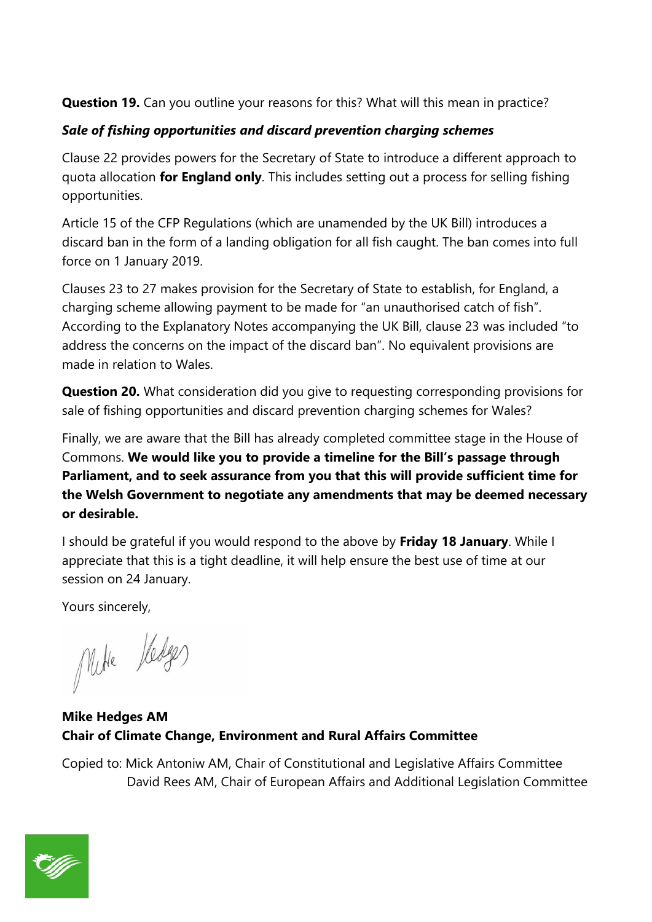**Question 19.** Can you outline your reasons for this? What will this mean in practice?

***Sale of fishing opportunities and discard prevention charging schemes***

Clause 22 provides powers for the Secretary of State to introduce a different approach to quota allocation **for England only**. This includes setting out a process for selling fishing opportunities.

Article 15 of the CFP Regulations (which are unamended by the UK Bill) introduces a discard ban in the form of a landing obligation for all fish caught. The ban comes into full force on 1 January 2019.

Clauses 23 to 27 makes provision for the Secretary of State to establish, for England, a charging scheme allowing payment to be made for "an unauthorised catch of fish". According to the Explanatory Notes accompanying the UK Bill, clause 23 was included "to address the concerns on the impact of the discard ban". No equivalent provisions are made in relation to Wales.

**Question 20.** What consideration did you give to requesting corresponding provisions for sale of fishing opportunities and discard prevention charging schemes for Wales?

Finally, we are aware that the Bill has already completed committee stage in the House of Commons. **We would like you to provide a timeline for the Bill's passage through Parliament, and to seek assurance from you that this will provide sufficient time for the Welsh Government to negotiate any amendments that may be deemed necessary or desirable.**

I should be grateful if you would respond to the above by **Friday 18 January**. While I appreciate that this is a tight deadline, it will help ensure the best use of time at our session on 24 January.

Yours sincerely,

Mike Hedges

**Mike Hedges AM**
**Chair of Climate Change, Environment and Rural Affairs Committee**

Copied to: Mick Antoniw AM, Chair of Constitutional and Legislative Affairs Committee
David Rees AM, Chair of European Affairs and Additional Legislation Committee